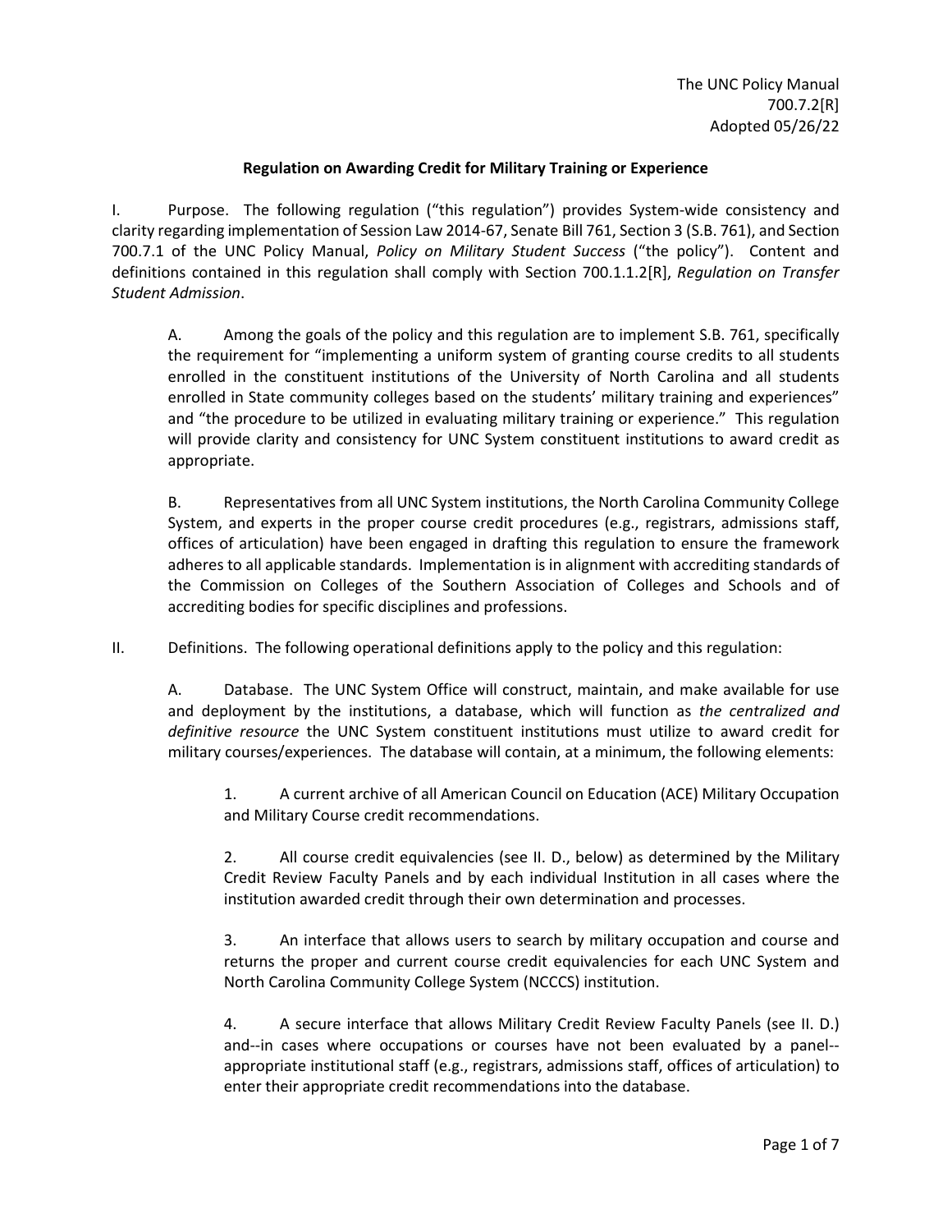The UNC Policy Manual
700.7.2[R]
Adopted 05/26/22

**Regulation on Awarding Credit for Military Training or Experience**

I. Purpose. The following regulation ("this regulation") provides System-wide consistency and clarity regarding implementation of Session Law 2014-67, Senate Bill 761, Section 3 (S.B. 761), and Section 700.7.1 of the UNC Policy Manual, *Policy on Military Student Success* ("the policy"). Content and definitions contained in this regulation shall comply with Section 700.1.1.2[R], *Regulation on Transfer Student Admission*.

A. Among the goals of the policy and this regulation are to implement S.B. 761, specifically the requirement for "implementing a uniform system of granting course credits to all students enrolled in the constituent institutions of the University of North Carolina and all students enrolled in State community colleges based on the students' military training and experiences" and "the procedure to be utilized in evaluating military training or experience." This regulation will provide clarity and consistency for UNC System constituent institutions to award credit as appropriate.

B. Representatives from all UNC System institutions, the North Carolina Community College System, and experts in the proper course credit procedures (e.g., registrars, admissions staff, offices of articulation) have been engaged in drafting this regulation to ensure the framework adheres to all applicable standards. Implementation is in alignment with accrediting standards of the Commission on Colleges of the Southern Association of Colleges and Schools and of accrediting bodies for specific disciplines and professions.

II. Definitions. The following operational definitions apply to the policy and this regulation:

A. Database. The UNC System Office will construct, maintain, and make available for use and deployment by the institutions, a database, which will function as *the centralized and definitive resource* the UNC System constituent institutions must utilize to award credit for military courses/experiences. The database will contain, at a minimum, the following elements:

1. A current archive of all American Council on Education (ACE) Military Occupation and Military Course credit recommendations.

2. All course credit equivalencies (see II. D., below) as determined by the Military Credit Review Faculty Panels and by each individual Institution in all cases where the institution awarded credit through their own determination and processes.

3. An interface that allows users to search by military occupation and course and returns the proper and current course credit equivalencies for each UNC System and North Carolina Community College System (NCCCS) institution.

4. A secure interface that allows Military Credit Review Faculty Panels (see II. D.) and--in cases where occupations or courses have not been evaluated by a panel--appropriate institutional staff (e.g., registrars, admissions staff, offices of articulation) to enter their appropriate credit recommendations into the database.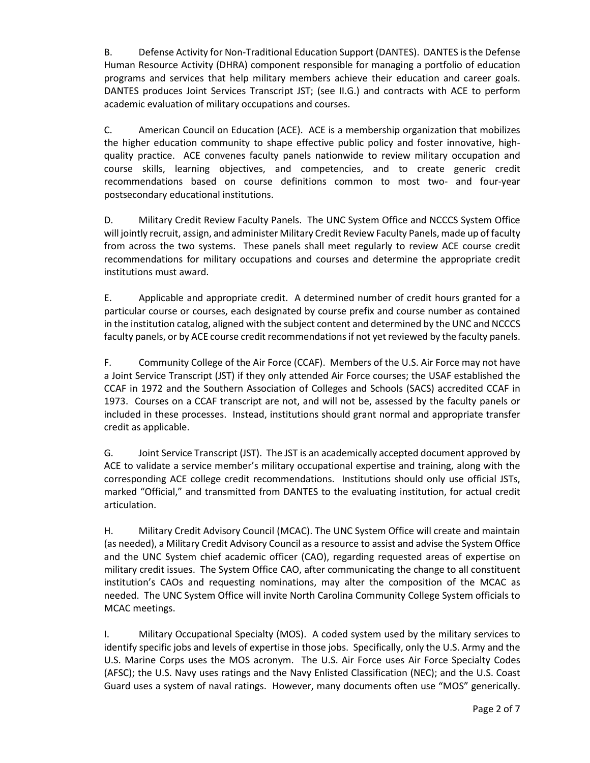B. Defense Activity for Non-Traditional Education Support (DANTES). DANTES is the Defense Human Resource Activity (DHRA) component responsible for managing a portfolio of education programs and services that help military members achieve their education and career goals. DANTES produces Joint Services Transcript JST; (see II.G.) and contracts with ACE to perform academic evaluation of military occupations and courses.

C. American Council on Education (ACE). ACE is a membership organization that mobilizes the higher education community to shape effective public policy and foster innovative, high-quality practice. ACE convenes faculty panels nationwide to review military occupation and course skills, learning objectives, and competencies, and to create generic credit recommendations based on course definitions common to most two- and four-year postsecondary educational institutions.

D. Military Credit Review Faculty Panels. The UNC System Office and NCCCS System Office will jointly recruit, assign, and administer Military Credit Review Faculty Panels, made up of faculty from across the two systems. These panels shall meet regularly to review ACE course credit recommendations for military occupations and courses and determine the appropriate credit institutions must award.

E. Applicable and appropriate credit. A determined number of credit hours granted for a particular course or courses, each designated by course prefix and course number as contained in the institution catalog, aligned with the subject content and determined by the UNC and NCCCS faculty panels, or by ACE course credit recommendations if not yet reviewed by the faculty panels.

F. Community College of the Air Force (CCAF). Members of the U.S. Air Force may not have a Joint Service Transcript (JST) if they only attended Air Force courses; the USAF established the CCAF in 1972 and the Southern Association of Colleges and Schools (SACS) accredited CCAF in 1973. Courses on a CCAF transcript are not, and will not be, assessed by the faculty panels or included in these processes. Instead, institutions should grant normal and appropriate transfer credit as applicable.

G. Joint Service Transcript (JST). The JST is an academically accepted document approved by ACE to validate a service member's military occupational expertise and training, along with the corresponding ACE college credit recommendations. Institutions should only use official JSTs, marked "Official," and transmitted from DANTES to the evaluating institution, for actual credit articulation.

H. Military Credit Advisory Council (MCAC). The UNC System Office will create and maintain (as needed), a Military Credit Advisory Council as a resource to assist and advise the System Office and the UNC System chief academic officer (CAO), regarding requested areas of expertise on military credit issues. The System Office CAO, after communicating the change to all constituent institution's CAOs and requesting nominations, may alter the composition of the MCAC as needed. The UNC System Office will invite North Carolina Community College System officials to MCAC meetings.

I. Military Occupational Specialty (MOS). A coded system used by the military services to identify specific jobs and levels of expertise in those jobs. Specifically, only the U.S. Army and the U.S. Marine Corps uses the MOS acronym. The U.S. Air Force uses Air Force Specialty Codes (AFSC); the U.S. Navy uses ratings and the Navy Enlisted Classification (NEC); and the U.S. Coast Guard uses a system of naval ratings. However, many documents often use "MOS" generically.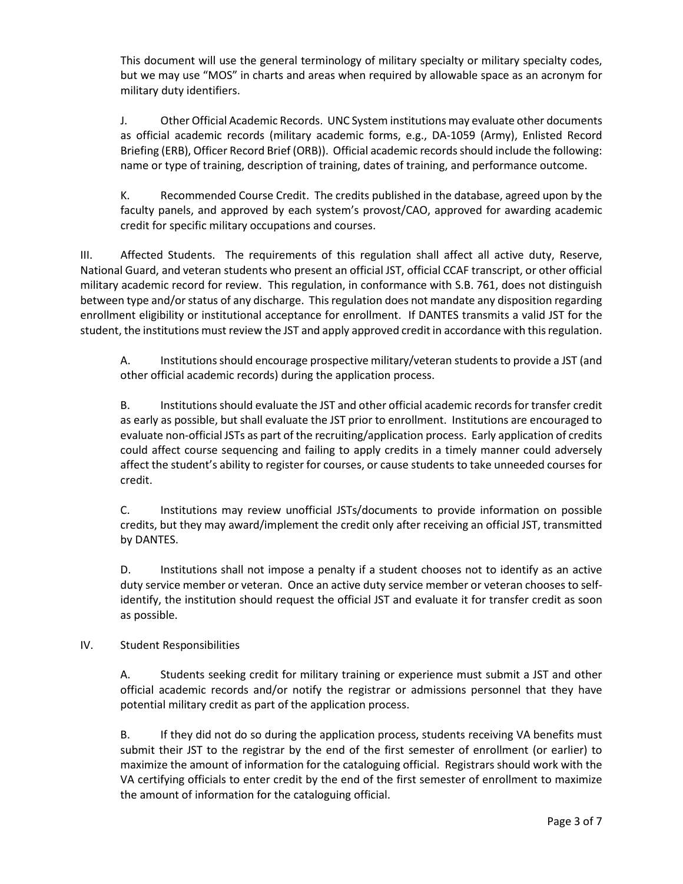This document will use the general terminology of military specialty or military specialty codes, but we may use "MOS" in charts and areas when required by allowable space as an acronym for military duty identifiers.

J. Other Official Academic Records. UNC System institutions may evaluate other documents as official academic records (military academic forms, e.g., DA-1059 (Army), Enlisted Record Briefing (ERB), Officer Record Brief (ORB)). Official academic records should include the following: name or type of training, description of training, dates of training, and performance outcome.

K. Recommended Course Credit. The credits published in the database, agreed upon by the faculty panels, and approved by each system's provost/CAO, approved for awarding academic credit for specific military occupations and courses.

III. Affected Students. The requirements of this regulation shall affect all active duty, Reserve, National Guard, and veteran students who present an official JST, official CCAF transcript, or other official military academic record for review. This regulation, in conformance with S.B. 761, does not distinguish between type and/or status of any discharge. This regulation does not mandate any disposition regarding enrollment eligibility or institutional acceptance for enrollment. If DANTES transmits a valid JST for the student, the institutions must review the JST and apply approved credit in accordance with this regulation.

A. Institutions should encourage prospective military/veteran students to provide a JST (and other official academic records) during the application process.

B. Institutions should evaluate the JST and other official academic records for transfer credit as early as possible, but shall evaluate the JST prior to enrollment. Institutions are encouraged to evaluate non-official JSTs as part of the recruiting/application process. Early application of credits could affect course sequencing and failing to apply credits in a timely manner could adversely affect the student's ability to register for courses, or cause students to take unneeded courses for credit.

C. Institutions may review unofficial JSTs/documents to provide information on possible credits, but they may award/implement the credit only after receiving an official JST, transmitted by DANTES.

D. Institutions shall not impose a penalty if a student chooses not to identify as an active duty service member or veteran. Once an active duty service member or veteran chooses to self-identify, the institution should request the official JST and evaluate it for transfer credit as soon as possible.

IV. Student Responsibilities

A. Students seeking credit for military training or experience must submit a JST and other official academic records and/or notify the registrar or admissions personnel that they have potential military credit as part of the application process.

B. If they did not do so during the application process, students receiving VA benefits must submit their JST to the registrar by the end of the first semester of enrollment (or earlier) to maximize the amount of information for the cataloguing official. Registrars should work with the VA certifying officials to enter credit by the end of the first semester of enrollment to maximize the amount of information for the cataloguing official.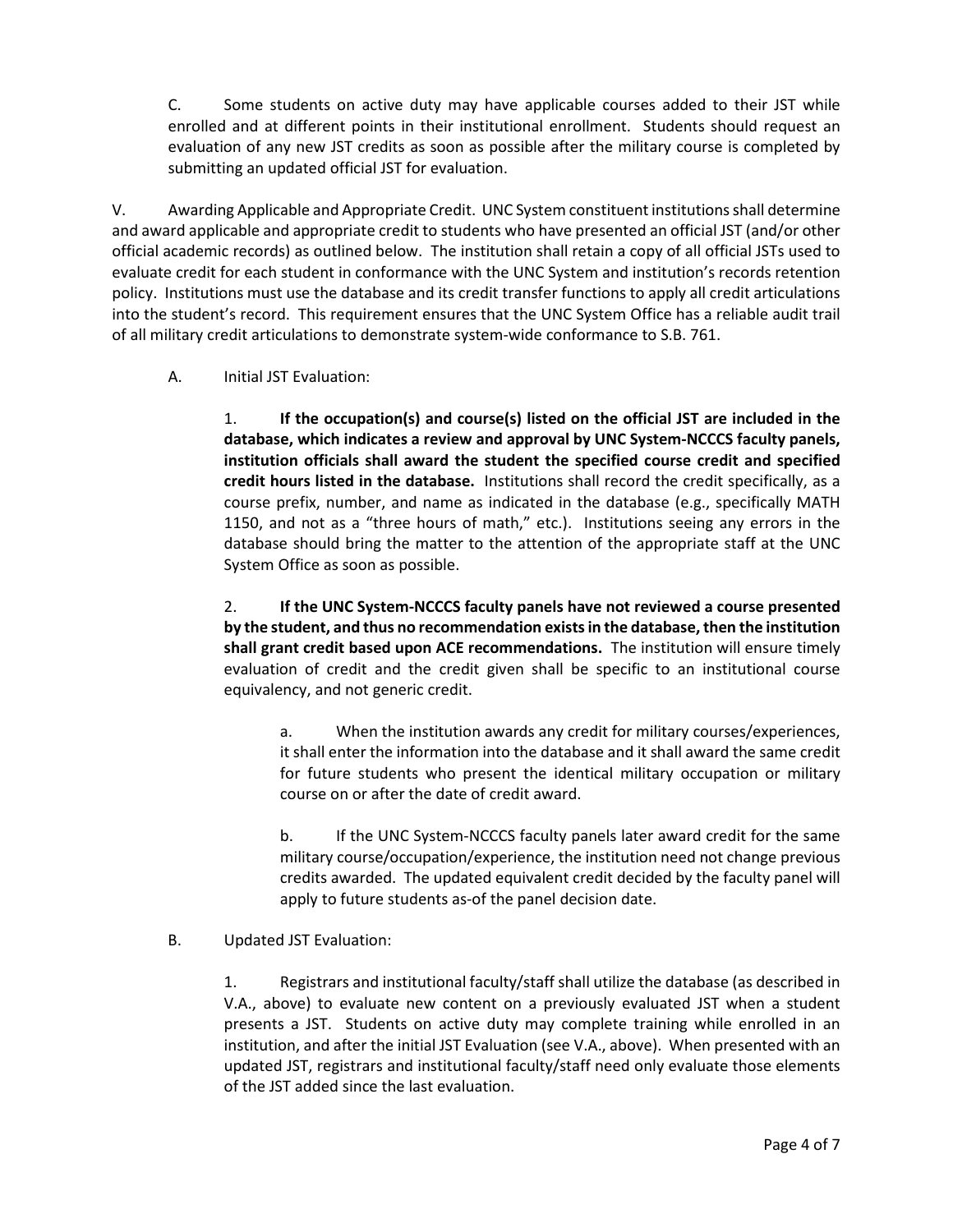C. Some students on active duty may have applicable courses added to their JST while enrolled and at different points in their institutional enrollment. Students should request an evaluation of any new JST credits as soon as possible after the military course is completed by submitting an updated official JST for evaluation.

V. Awarding Applicable and Appropriate Credit. UNC System constituent institutions shall determine and award applicable and appropriate credit to students who have presented an official JST (and/or other official academic records) as outlined below. The institution shall retain a copy of all official JSTs used to evaluate credit for each student in conformance with the UNC System and institution's records retention policy. Institutions must use the database and its credit transfer functions to apply all credit articulations into the student's record. This requirement ensures that the UNC System Office has a reliable audit trail of all military credit articulations to demonstrate system-wide conformance to S.B. 761.

A. Initial JST Evaluation:

1. **If the occupation(s) and course(s) listed on the official JST are included in the database, which indicates a review and approval by UNC System-NCCCS faculty panels, institution officials shall award the student the specified course credit and specified credit hours listed in the database.** Institutions shall record the credit specifically, as a course prefix, number, and name as indicated in the database (e.g., specifically MATH 1150, and not as a "three hours of math," etc.). Institutions seeing any errors in the database should bring the matter to the attention of the appropriate staff at the UNC System Office as soon as possible.

2. **If the UNC System-NCCCS faculty panels have not reviewed a course presented by the student, and thus no recommendation exists in the database, then the institution shall grant credit based upon ACE recommendations.** The institution will ensure timely evaluation of credit and the credit given shall be specific to an institutional course equivalency, and not generic credit.

a. When the institution awards any credit for military courses/experiences, it shall enter the information into the database and it shall award the same credit for future students who present the identical military occupation or military course on or after the date of credit award.

b. If the UNC System-NCCCS faculty panels later award credit for the same military course/occupation/experience, the institution need not change previous credits awarded. The updated equivalent credit decided by the faculty panel will apply to future students as-of the panel decision date.

B. Updated JST Evaluation:

1. Registrars and institutional faculty/staff shall utilize the database (as described in V.A., above) to evaluate new content on a previously evaluated JST when a student presents a JST. Students on active duty may complete training while enrolled in an institution, and after the initial JST Evaluation (see V.A., above). When presented with an updated JST, registrars and institutional faculty/staff need only evaluate those elements of the JST added since the last evaluation.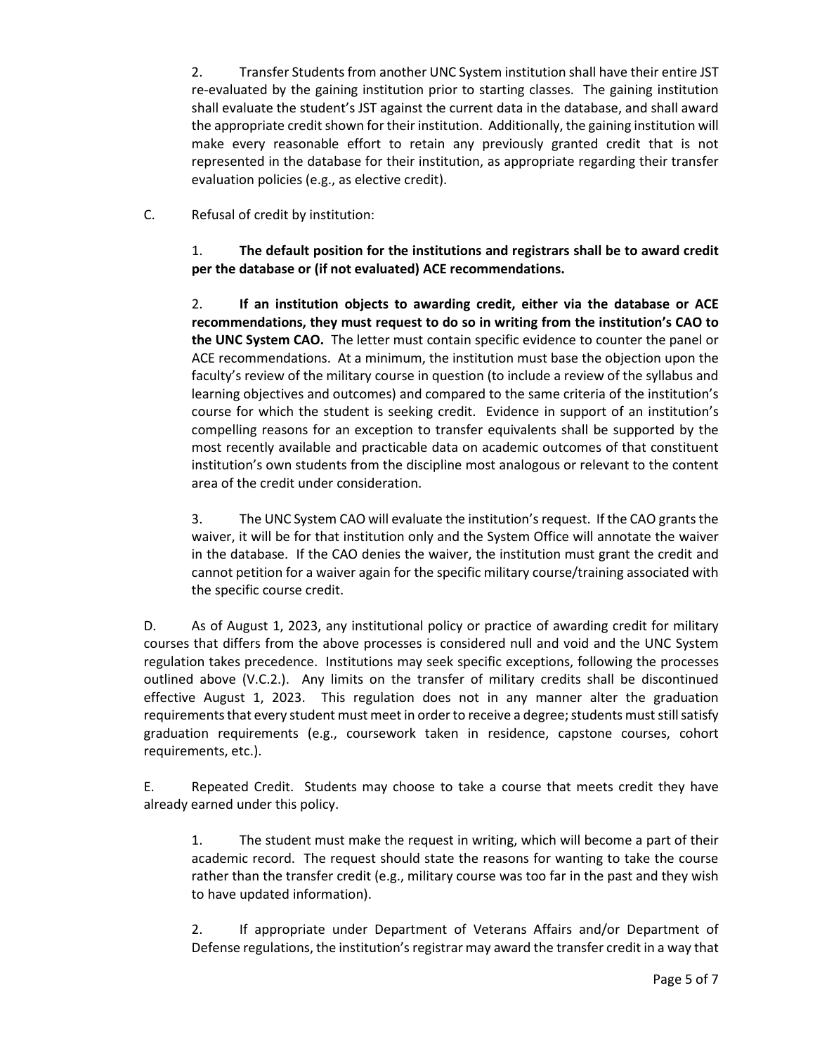2. Transfer Students from another UNC System institution shall have their entire JST re-evaluated by the gaining institution prior to starting classes. The gaining institution shall evaluate the student's JST against the current data in the database, and shall award the appropriate credit shown for their institution. Additionally, the gaining institution will make every reasonable effort to retain any previously granted credit that is not represented in the database for their institution, as appropriate regarding their transfer evaluation policies (e.g., as elective credit).

C. Refusal of credit by institution:

1. **The default position for the institutions and registrars shall be to award credit per the database or (if not evaluated) ACE recommendations.**

2. **If an institution objects to awarding credit, either via the database or ACE recommendations, they must request to do so in writing from the institution's CAO to the UNC System CAO.** The letter must contain specific evidence to counter the panel or ACE recommendations. At a minimum, the institution must base the objection upon the faculty's review of the military course in question (to include a review of the syllabus and learning objectives and outcomes) and compared to the same criteria of the institution's course for which the student is seeking credit. Evidence in support of an institution's compelling reasons for an exception to transfer equivalents shall be supported by the most recently available and practicable data on academic outcomes of that constituent institution's own students from the discipline most analogous or relevant to the content area of the credit under consideration.

3. The UNC System CAO will evaluate the institution's request. If the CAO grants the waiver, it will be for that institution only and the System Office will annotate the waiver in the database. If the CAO denies the waiver, the institution must grant the credit and cannot petition for a waiver again for the specific military course/training associated with the specific course credit.

D. As of August 1, 2023, any institutional policy or practice of awarding credit for military courses that differs from the above processes is considered null and void and the UNC System regulation takes precedence. Institutions may seek specific exceptions, following the processes outlined above (V.C.2.). Any limits on the transfer of military credits shall be discontinued effective August 1, 2023. This regulation does not in any manner alter the graduation requirements that every student must meet in order to receive a degree; students must still satisfy graduation requirements (e.g., coursework taken in residence, capstone courses, cohort requirements, etc.).

E. Repeated Credit. Students may choose to take a course that meets credit they have already earned under this policy.

1. The student must make the request in writing, which will become a part of their academic record. The request should state the reasons for wanting to take the course rather than the transfer credit (e.g., military course was too far in the past and they wish to have updated information).

2. If appropriate under Department of Veterans Affairs and/or Department of Defense regulations, the institution's registrar may award the transfer credit in a way that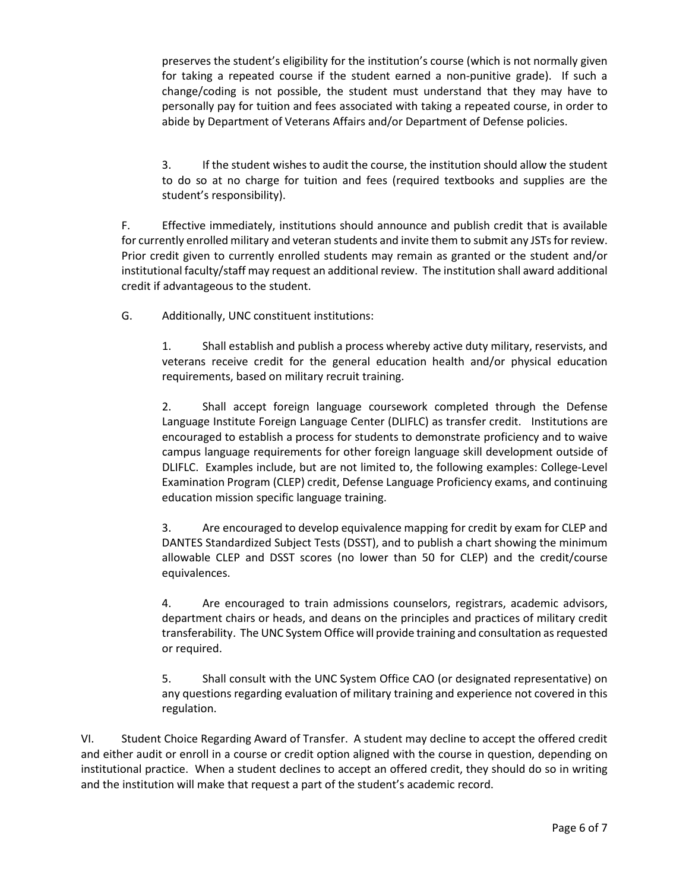preserves the student's eligibility for the institution's course (which is not normally given for taking a repeated course if the student earned a non-punitive grade). If such a change/coding is not possible, the student must understand that they may have to personally pay for tuition and fees associated with taking a repeated course, in order to abide by Department of Veterans Affairs and/or Department of Defense policies.

3. If the student wishes to audit the course, the institution should allow the student to do so at no charge for tuition and fees (required textbooks and supplies are the student's responsibility).

F. Effective immediately, institutions should announce and publish credit that is available for currently enrolled military and veteran students and invite them to submit any JSTs for review. Prior credit given to currently enrolled students may remain as granted or the student and/or institutional faculty/staff may request an additional review. The institution shall award additional credit if advantageous to the student.

G. Additionally, UNC constituent institutions:

1. Shall establish and publish a process whereby active duty military, reservists, and veterans receive credit for the general education health and/or physical education requirements, based on military recruit training.

2. Shall accept foreign language coursework completed through the Defense Language Institute Foreign Language Center (DLIFLC) as transfer credit. Institutions are encouraged to establish a process for students to demonstrate proficiency and to waive campus language requirements for other foreign language skill development outside of DLIFLC. Examples include, but are not limited to, the following examples: College-Level Examination Program (CLEP) credit, Defense Language Proficiency exams, and continuing education mission specific language training.

3. Are encouraged to develop equivalence mapping for credit by exam for CLEP and DANTES Standardized Subject Tests (DSST), and to publish a chart showing the minimum allowable CLEP and DSST scores (no lower than 50 for CLEP) and the credit/course equivalences.

4. Are encouraged to train admissions counselors, registrars, academic advisors, department chairs or heads, and deans on the principles and practices of military credit transferability. The UNC System Office will provide training and consultation as requested or required.

5. Shall consult with the UNC System Office CAO (or designated representative) on any questions regarding evaluation of military training and experience not covered in this regulation.

VI. Student Choice Regarding Award of Transfer. A student may decline to accept the offered credit and either audit or enroll in a course or credit option aligned with the course in question, depending on institutional practice. When a student declines to accept an offered credit, they should do so in writing and the institution will make that request a part of the student's academic record.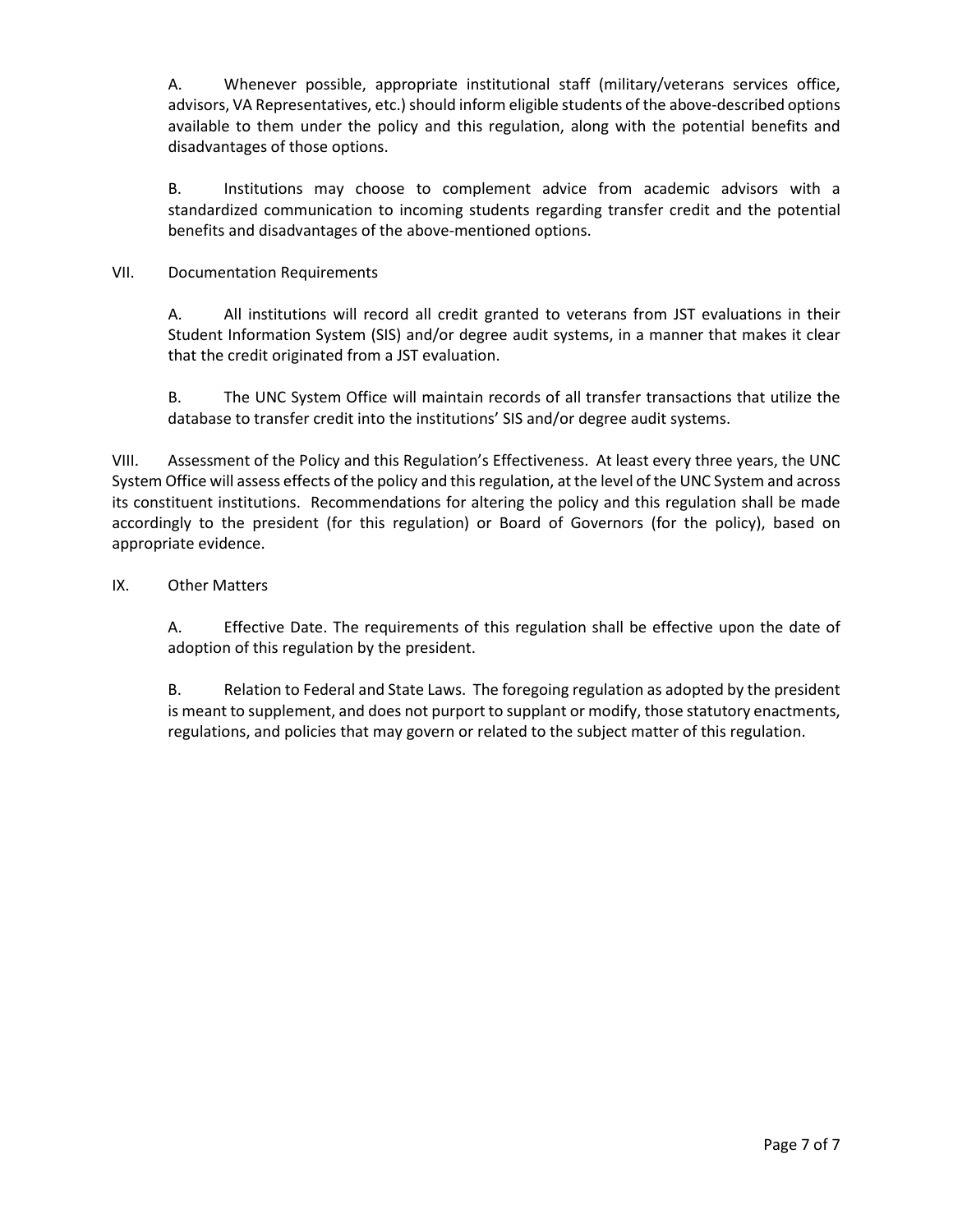A. Whenever possible, appropriate institutional staff (military/veterans services office, advisors, VA Representatives, etc.) should inform eligible students of the above-described options available to them under the policy and this regulation, along with the potential benefits and disadvantages of those options.

B. Institutions may choose to complement advice from academic advisors with a standardized communication to incoming students regarding transfer credit and the potential benefits and disadvantages of the above-mentioned options.

VII. Documentation Requirements

A. All institutions will record all credit granted to veterans from JST evaluations in their Student Information System (SIS) and/or degree audit systems, in a manner that makes it clear that the credit originated from a JST evaluation.

B. The UNC System Office will maintain records of all transfer transactions that utilize the database to transfer credit into the institutions' SIS and/or degree audit systems.

VIII. Assessment of the Policy and this Regulation's Effectiveness. At least every three years, the UNC System Office will assess effects of the policy and this regulation, at the level of the UNC System and across its constituent institutions. Recommendations for altering the policy and this regulation shall be made accordingly to the president (for this regulation) or Board of Governors (for the policy), based on appropriate evidence.

IX. Other Matters

A. Effective Date. The requirements of this regulation shall be effective upon the date of adoption of this regulation by the president.

B. Relation to Federal and State Laws. The foregoing regulation as adopted by the president is meant to supplement, and does not purport to supplant or modify, those statutory enactments, regulations, and policies that may govern or related to the subject matter of this regulation.